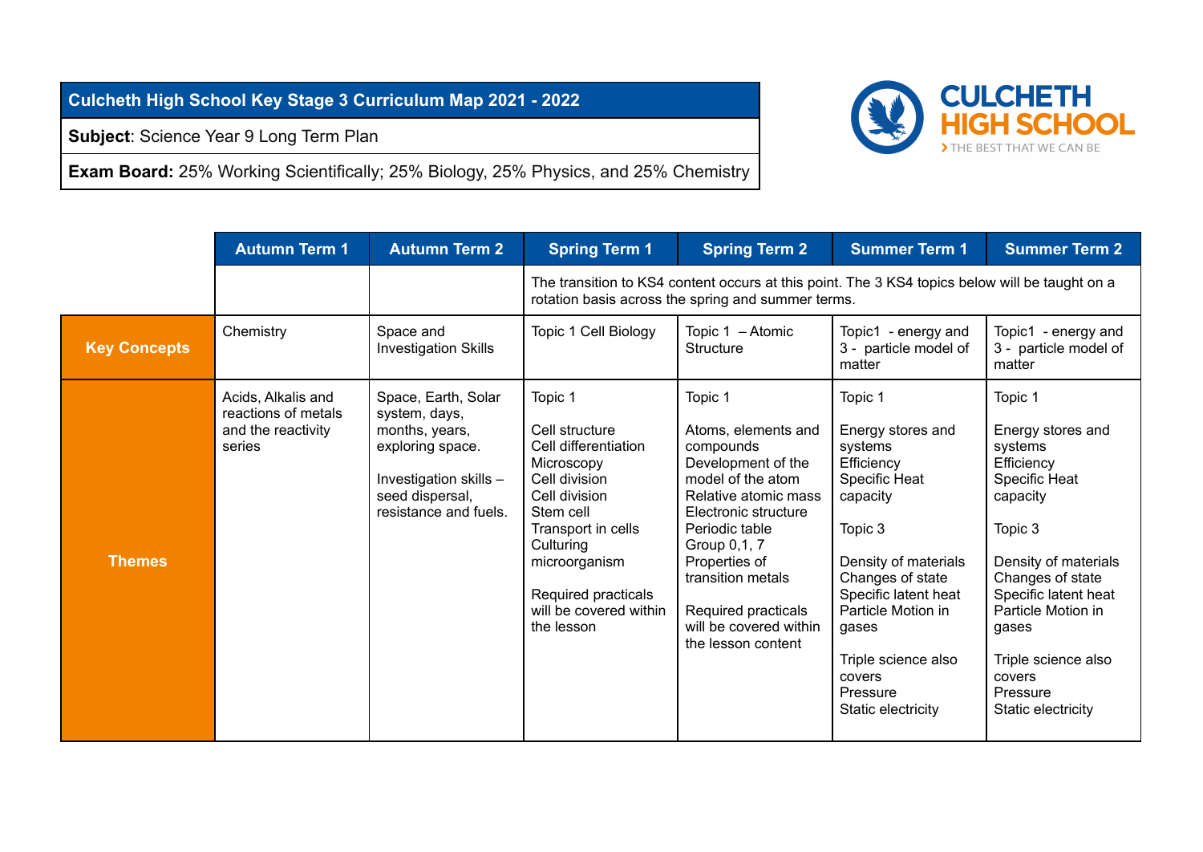**Culcheth High School Key Stage 3 Curriculum Map 2021 - 2022**

**Subject**: Science Year 9 Long Term Plan

**Exam Board:** 25% Working Scientifically; 25% Biology, 25% Physics, and 25% Chemistry

CULCHETH HIGH SCHOOL
THE BEST THAT WE CAN BE

| | Autumn Term 1 | Autumn Term 2 | Spring Term 1 | Spring Term 2 | Summer Term 1 | Summer Term 2 |
|---|---|---|---|---|---|---|
| | | | The transition to KS4 content occurs at this point. The 3 KS4 topics below will be taught on a rotation basis across the spring and summer terms. | | | |
| **Key Concepts** | Chemistry | Space and Investigation Skills | Topic 1 Cell Biology | Topic 1 – Atomic Structure | Topic1 - energy and 3 - particle model of matter | Topic1 - energy and 3 - particle model of matter |
| **Themes** | Acids, Alkalis and reactions of metals and the reactivity series | Space, Earth, Solar system, days, months, years, exploring space.<br><br>Investigation skills – seed dispersal, resistance and fuels. | Topic 1<br><br>Cell structure<br>Cell differentiation<br>Microscopy<br>Cell division<br>Cell division<br>Stem cell<br>Transport in cells<br>Culturing microorganism<br><br>Required practicals will be covered within the lesson | Topic 1<br><br>Atoms, elements and compounds<br>Development of the model of the atom<br>Relative atomic mass<br>Electronic structure<br>Periodic table<br>Group 0,1, 7<br>Properties of transition metals<br><br>Required practicals will be covered within the lesson content | Topic 1<br><br>Energy stores and systems<br>Efficiency<br>Specific Heat capacity<br><br>Topic 3<br><br>Density of materials<br>Changes of state<br>Specific latent heat<br>Particle Motion in gases<br><br>Triple science also covers<br>Pressure<br>Static electricity | Topic 1<br><br>Energy stores and systems<br>Efficiency<br>Specific Heat capacity<br><br>Topic 3<br><br>Density of materials<br>Changes of state<br>Specific latent heat<br>Particle Motion in gases<br><br>Triple science also covers<br>Pressure<br>Static electricity |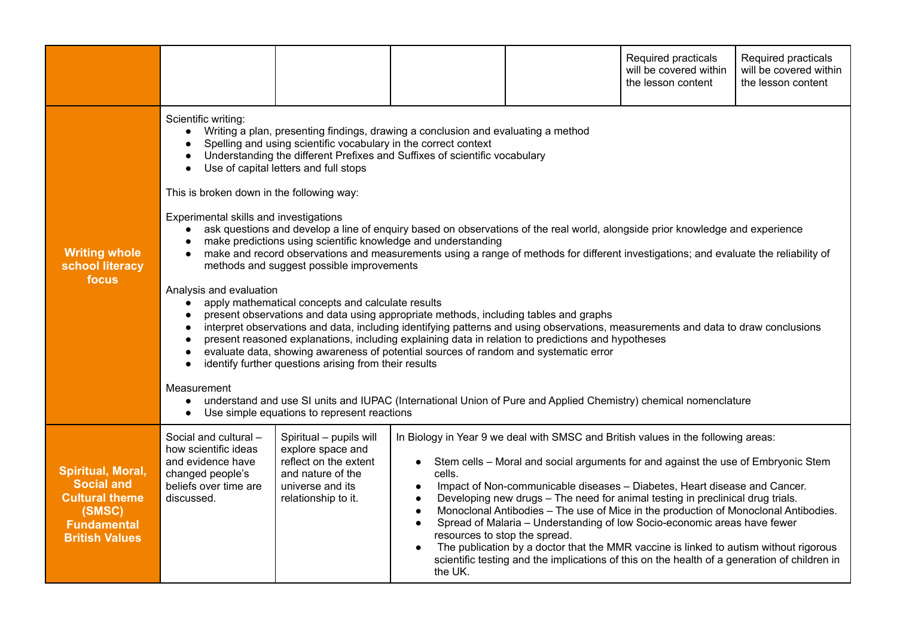| | | | | | | |
|---|---|---|---|---|---|---|
| | | | | | Required practicals will be covered within the lesson content | Required practicals will be covered within the lesson content |
| **Writing whole school literacy focus** | Scientific writing:<br>• Writing a plan, presenting findings, drawing a conclusion and evaluating a method<br>• Spelling and using scientific vocabulary in the correct context<br>• Understanding the different Prefixes and Suffixes of scientific vocabulary<br>• Use of capital letters and full stops<br><br>This is broken down in the following way:<br><br>Experimental skills and investigations<br>• ask questions and develop a line of enquiry based on observations of the real world, alongside prior knowledge and experience<br>• make predictions using scientific knowledge and understanding<br>• make and record observations and measurements using a range of methods for different investigations; and evaluate the reliability of methods and suggest possible improvements<br><br>Analysis and evaluation<br>• apply mathematical concepts and calculate results<br>• present observations and data using appropriate methods, including tables and graphs<br>• interpret observations and data, including identifying patterns and using observations, measurements and data to draw conclusions<br>• present reasoned explanations, including explaining data in relation to predictions and hypotheses<br>• evaluate data, showing awareness of potential sources of random and systematic error<br>• identify further questions arising from their results<br><br>Measurement<br>• understand and use SI units and IUPAC (International Union of Pure and Applied Chemistry) chemical nomenclature<br>• Use simple equations to represent reactions | | | | | |
| **Spiritual, Moral, Social and Cultural theme (SMSC) Fundamental British Values** | Social and cultural – how scientific ideas and evidence have changed people's beliefs over time are discussed. | Spiritual – pupils will explore space and reflect on the extent and nature of the universe and its relationship to it. | In Biology in Year 9 we deal with SMSC and British values in the following areas:<br><br>• Stem cells – Moral and social arguments for and against the use of Embryonic Stem cells.<br>• Impact of Non-communicable diseases – Diabetes, Heart disease and Cancer.<br>• Developing new drugs – The need for animal testing in preclinical drug trials.<br>• Monoclonal Antibodies – The use of Mice in the production of Monoclonal Antibodies.<br>• Spread of Malaria – Understanding of low Socio-economic areas have fewer resources to stop the spread.<br>• The publication by a doctor that the MMR vaccine is linked to autism without rigorous scientific testing and the implications of this on the health of a generation of children in the UK. | | | |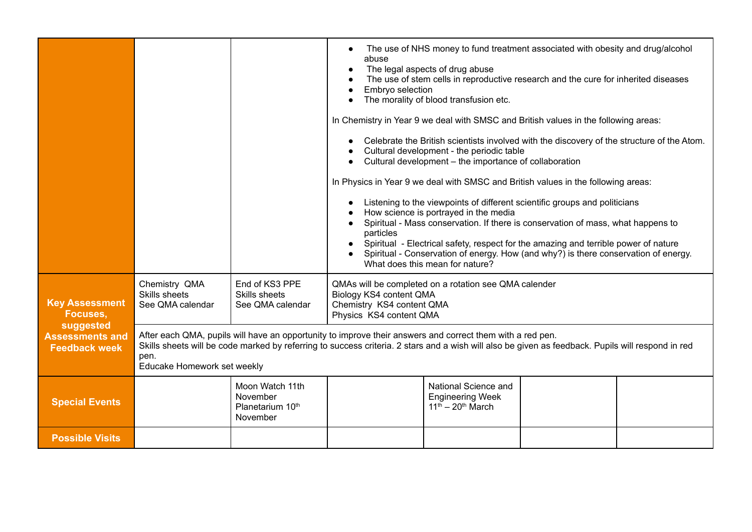| | | | | | | | |
|---|---|---|---|---|---|---|---|
| | | | ● The use of NHS money to fund treatment associated with obesity and drug/alcohol abuse<br>● The legal aspects of drug abuse<br>● The use of stem cells in reproductive research and the cure for inherited diseases<br>● Embryo selection<br>● The morality of blood transfusion etc.<br><br>In Chemistry in Year 9 we deal with SMSC and British values in the following areas:<br><br>● Celebrate the British scientists involved with the discovery of the structure of the Atom.<br>● Cultural development - the periodic table<br>● Cultural development – the importance of collaboration<br><br>In Physics in Year 9 we deal with SMSC and British values in the following areas:<br><br>● Listening to the viewpoints of different scientific groups and politicians<br>● How science is portrayed in the media<br>● Spiritual - Mass conservation. If there is conservation of mass, what happens to particles<br>● Spiritual - Electrical safety, respect for the amazing and terrible power of nature<br>● Spiritual - Conservation of energy. How (and why?) is there conservation of energy. What does this mean for nature? | | | | |
| **Key Assessment Focuses, suggested Assessments and Feedback week** | Chemistry QMA<br>Skills sheets<br>See QMA calendar | End of KS3 PPE<br>Skills sheets<br>See QMA calendar | QMAs will be completed on a rotation see QMA calender<br>Biology KS4 content QMA<br>Chemistry KS4 content QMA<br>Physics KS4 content QMA | | | | |
| | After each QMA, pupils will have an opportunity to improve their answers and correct them with a red pen.<br>Skills sheets will be code marked by referring to success criteria. 2 stars and a wish will also be given as feedback. Pupils will respond in red pen.<br>Educake Homework set weekly | | | | | | |
| **Special Events** | | Moon Watch 11th November<br>Planetarium 10th November | | National Science and Engineering Week 11th – 20th March | | | |
| **Possible Visits** | | | | | | | |